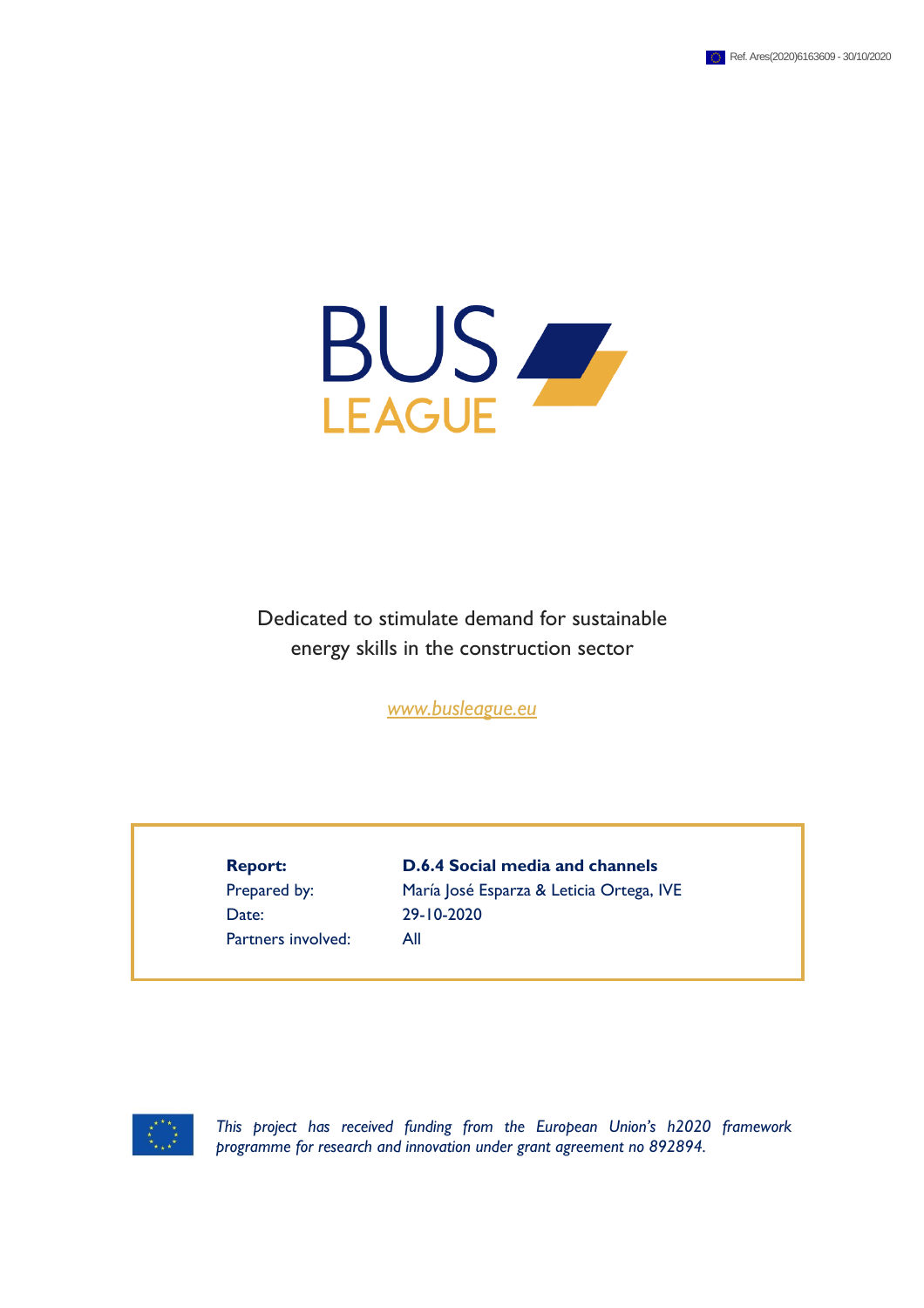Ref. Ares(2020)6163609 - 30/10/2020

# BUS LEAGUE

Dedicated to stimulate demand for sustainable energy skills in the construction sector

*www.busleague.eu*

| **Report:** | **D.6.4 Social media and channels** |
|---|---|
| Prepared by: | María José Esparza & Leticia Ortega, IVE |
| Date: | 29-10-2020 |
| Partners involved: | All |

*This project has received funding from the European Union's h2020 framework programme for research and innovation under grant agreement no 892894.*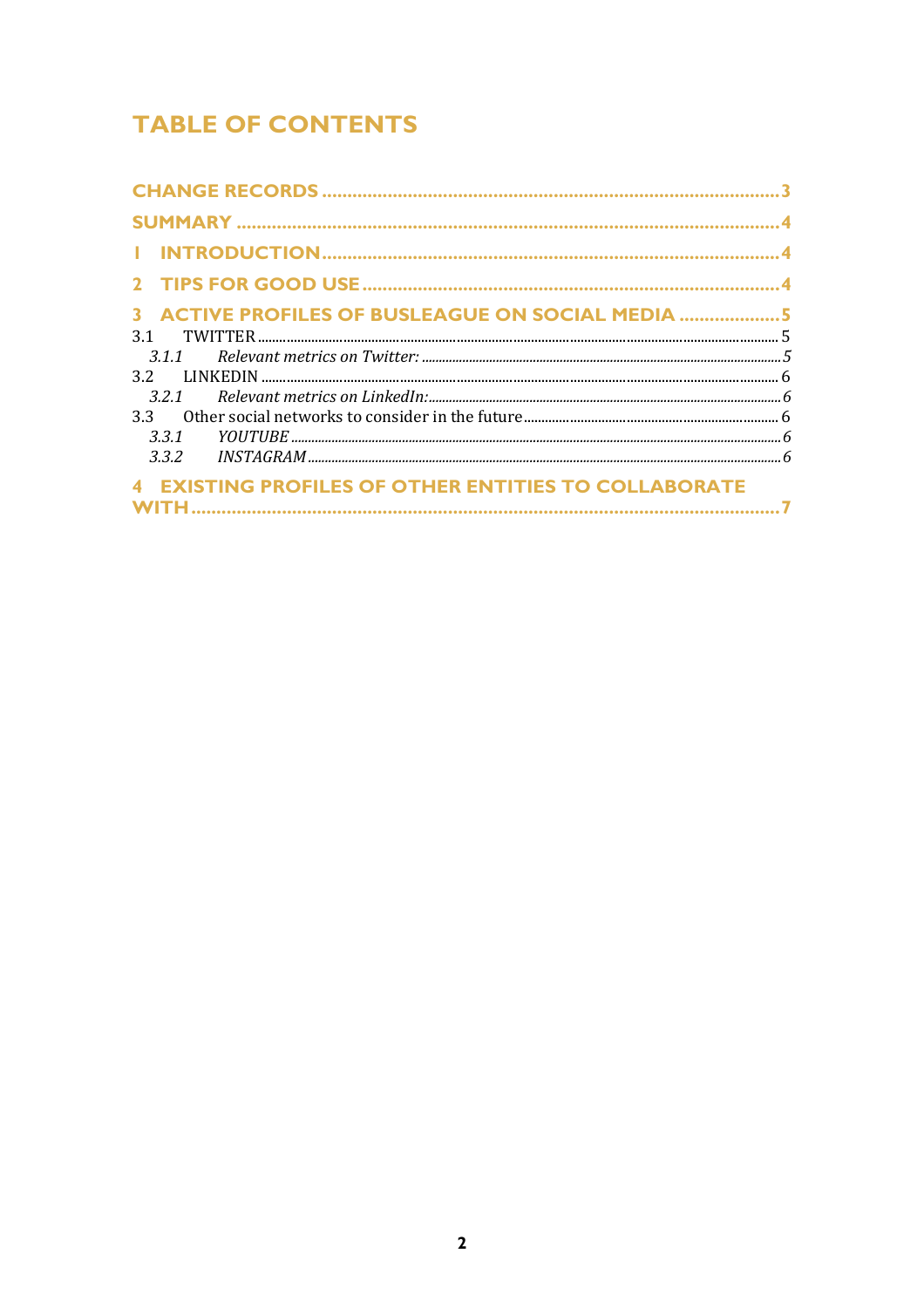# TABLE OF CONTENTS

CHANGE RECORDS ......................................................................................3

SUMMARY ......................................................................................................4

1 INTRODUCTION ......................................................................................4

2 TIPS FOR GOOD USE ..............................................................................4

3 ACTIVE PROFILES OF BUSLEAGUE ON SOCIAL MEDIA ..................5

3.1 TWITTER ......................................................................................................5

*3.1.1 Relevant metrics on Twitter: ......................................................................5*

3.2 LINKEDIN ......................................................................................................6

*3.2.1 Relevant metrics on LinkedIn: ....................................................................6*

3.3 Other social networks to consider in the future ..........................................6

*3.3.1 YOUTUBE ......................................................................................................6*

*3.3.2 INSTAGRAM ..................................................................................................6*

4 EXISTING PROFILES OF OTHER ENTITIES TO COLLABORATE WITH ......................................................................................................................7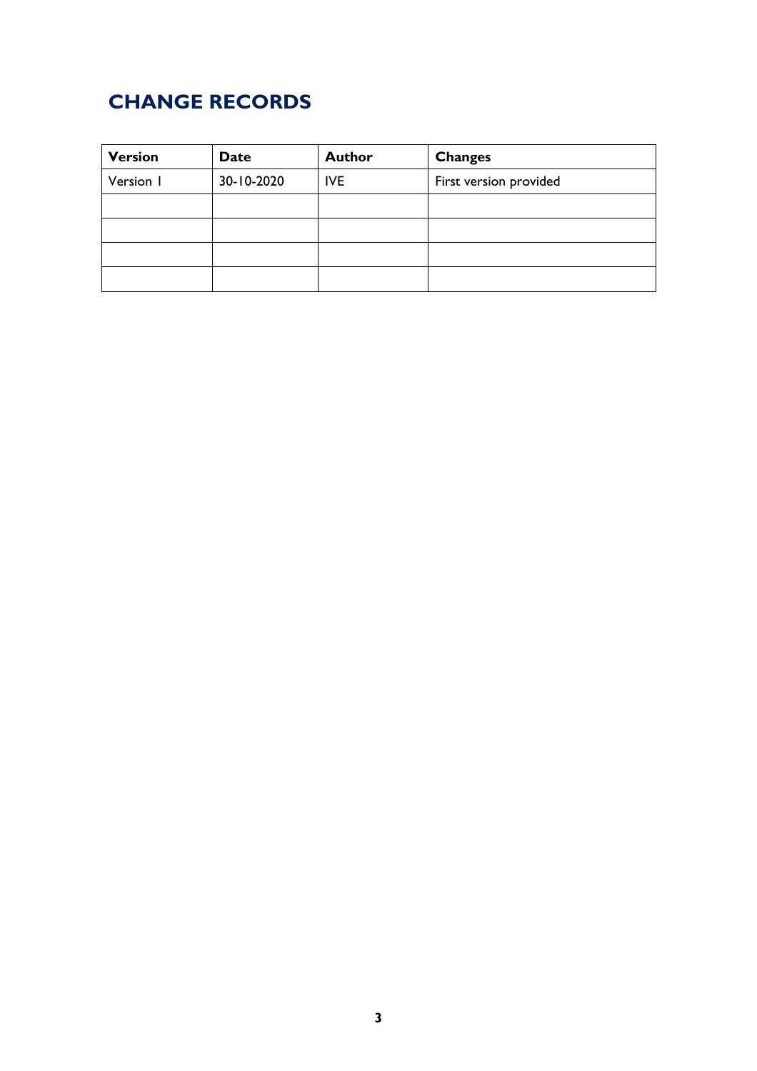# CHANGE RECORDS

| Version | Date | Author | Changes |
| --- | --- | --- | --- |
| Version 1 | 30-10-2020 | IVE | First version provided |
| | | | |
| | | | |
| | | | |
| | | | |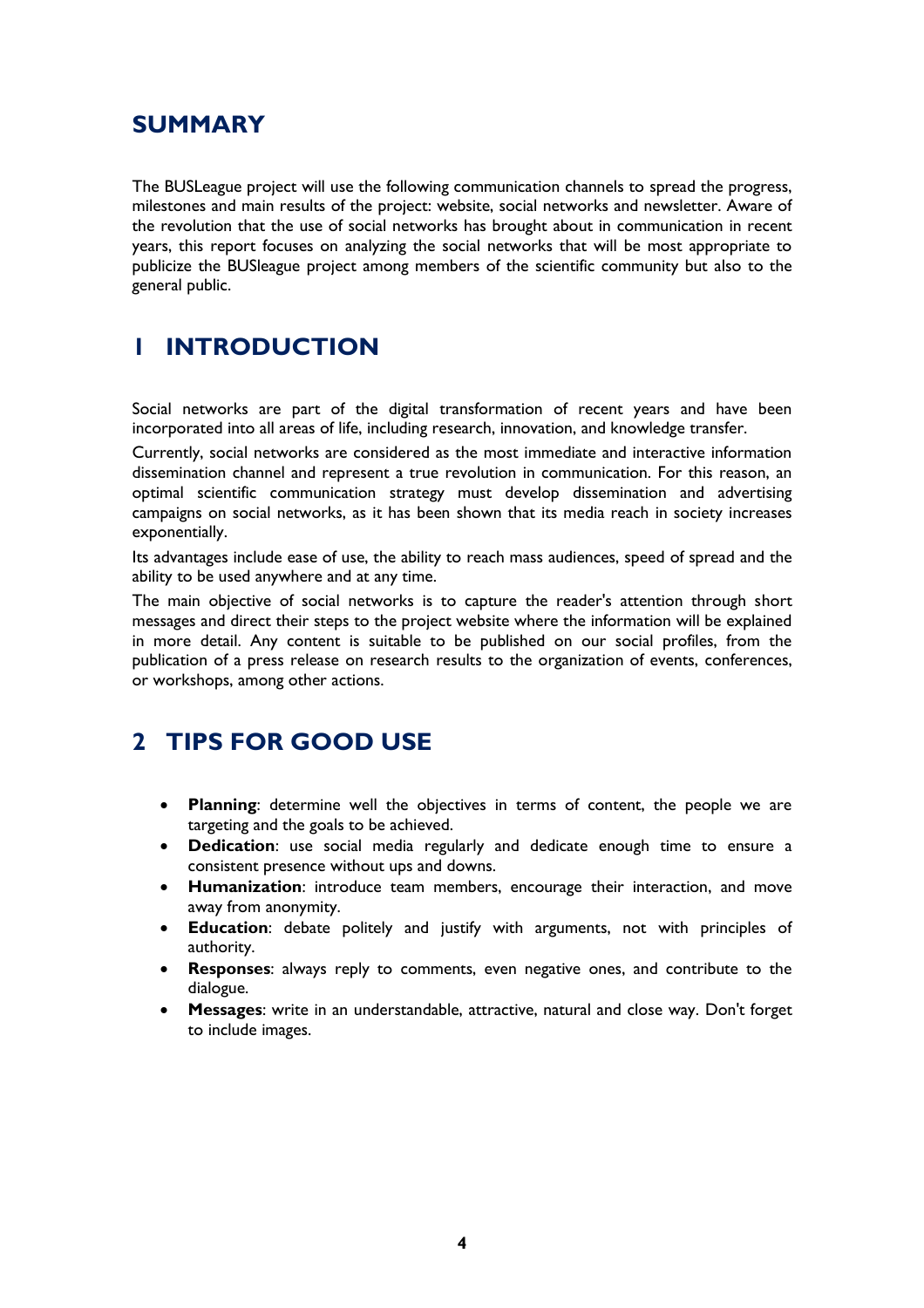# SUMMARY

The BUSLeague project will use the following communication channels to spread the progress, milestones and main results of the project: website, social networks and newsletter. Aware of the revolution that the use of social networks has brought about in communication in recent years, this report focuses on analyzing the social networks that will be most appropriate to publicize the BUSleague project among members of the scientific community but also to the general public.

# 1 INTRODUCTION

Social networks are part of the digital transformation of recent years and have been incorporated into all areas of life, including research, innovation, and knowledge transfer.

Currently, social networks are considered as the most immediate and interactive information dissemination channel and represent a true revolution in communication. For this reason, an optimal scientific communication strategy must develop dissemination and advertising campaigns on social networks, as it has been shown that its media reach in society increases exponentially.

Its advantages include ease of use, the ability to reach mass audiences, speed of spread and the ability to be used anywhere and at any time.

The main objective of social networks is to capture the reader's attention through short messages and direct their steps to the project website where the information will be explained in more detail. Any content is suitable to be published on our social profiles, from the publication of a press release on research results to the organization of events, conferences, or workshops, among other actions.

# 2 TIPS FOR GOOD USE

- **Planning**: determine well the objectives in terms of content, the people we are targeting and the goals to be achieved.
- **Dedication**: use social media regularly and dedicate enough time to ensure a consistent presence without ups and downs.
- **Humanization**: introduce team members, encourage their interaction, and move away from anonymity.
- **Education**: debate politely and justify with arguments, not with principles of authority.
- **Responses**: always reply to comments, even negative ones, and contribute to the dialogue.
- **Messages**: write in an understandable, attractive, natural and close way. Don't forget to include images.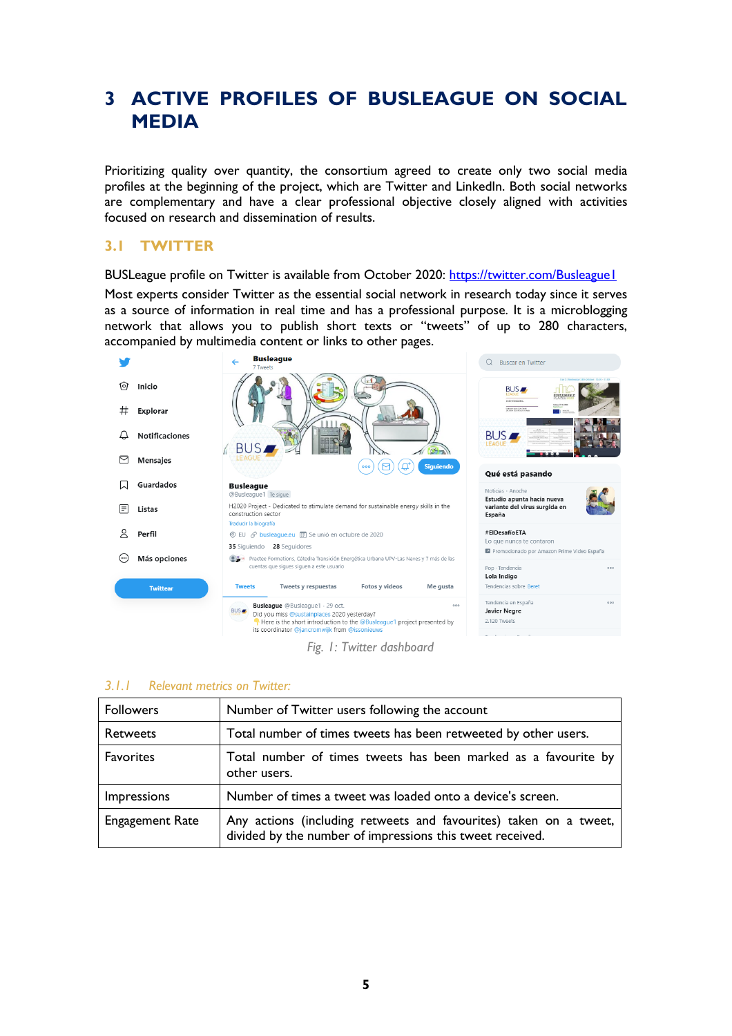// 3 ACTIVE PROFILES OF BUSLEAGUE ON SOCIAL MEDIA

Prioritizing quality over quantity, the consortium agreed to create only two social media profiles at the beginning of the project, which are Twitter and LinkedIn. Both social networks are complementary and have a clear professional objective closely aligned with activities focused on research and dissemination of results.

## 3.1 TWITTER

BUSLeague profile on Twitter is available from October 2020: https://twitter.com/Busleague1

Most experts consider Twitter as the essential social network in research today since it serves as a source of information in real time and has a professional purpose. It is a microblogging network that allows you to publish short texts or "tweets" of up to 280 characters, accompanied by multimedia content or links to other pages.

*Fig. 1: Twitter dashboard*

### *3.1.1 Relevant metrics on Twitter:*

| | |
|---|---|
| Followers | Number of Twitter users following the account |
| Retweets | Total number of times tweets has been retweeted by other users. |
| Favorites | Total number of times tweets has been marked as a favourite by other users. |
| Impressions | Number of times a tweet was loaded onto a device's screen. |
| Engagement Rate | Any actions (including retweets and favourites) taken on a tweet, divided by the number of impressions this tweet received. |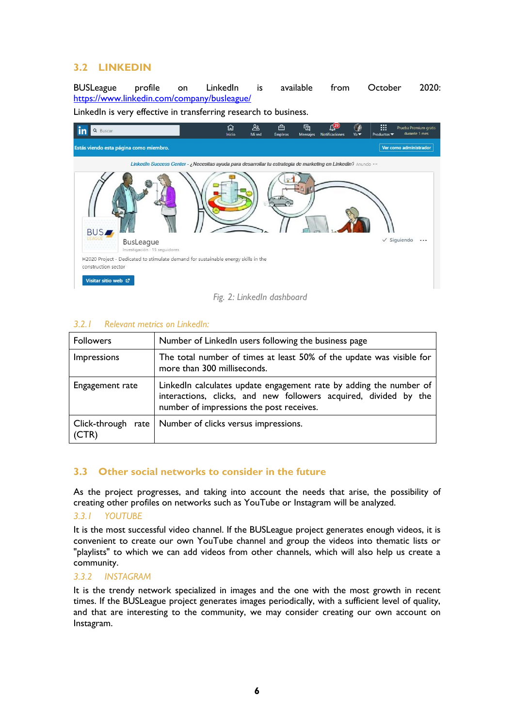## 3.2 LINKEDIN

BUSLeague profile on LinkedIn is available from October 2020: https://www.linkedin.com/company/busleague/

LinkedIn is very effective in transferring research to business.

*Fig. 2: LinkedIn dashboard*

### 3.2.1 Relevant metrics on LinkedIn:

| | |
|---|---|
| Followers | Number of LinkedIn users following the business page |
| Impressions | The total number of times at least 50% of the update was visible for more than 300 milliseconds. |
| Engagement rate | LinkedIn calculates update engagement rate by adding the number of interactions, clicks, and new followers acquired, divided by the number of impressions the post receives. |
| Click-through rate (CTR) | Number of clicks versus impressions. |

## 3.3 Other social networks to consider in the future

As the project progresses, and taking into account the needs that arise, the possibility of creating other profiles on networks such as YouTube or Instagram will be analyzed.

### 3.3.1 YOUTUBE

It is the most successful video channel. If the BUSLeague project generates enough videos, it is convenient to create our own YouTube channel and group the videos into thematic lists or "playlists" to which we can add videos from other channels, which will also help us create a community.

### 3.3.2 INSTAGRAM

It is the trendy network specialized in images and the one with the most growth in recent times. If the BUSLeague project generates images periodically, with a sufficient level of quality, and that are interesting to the community, we may consider creating our own account on Instagram.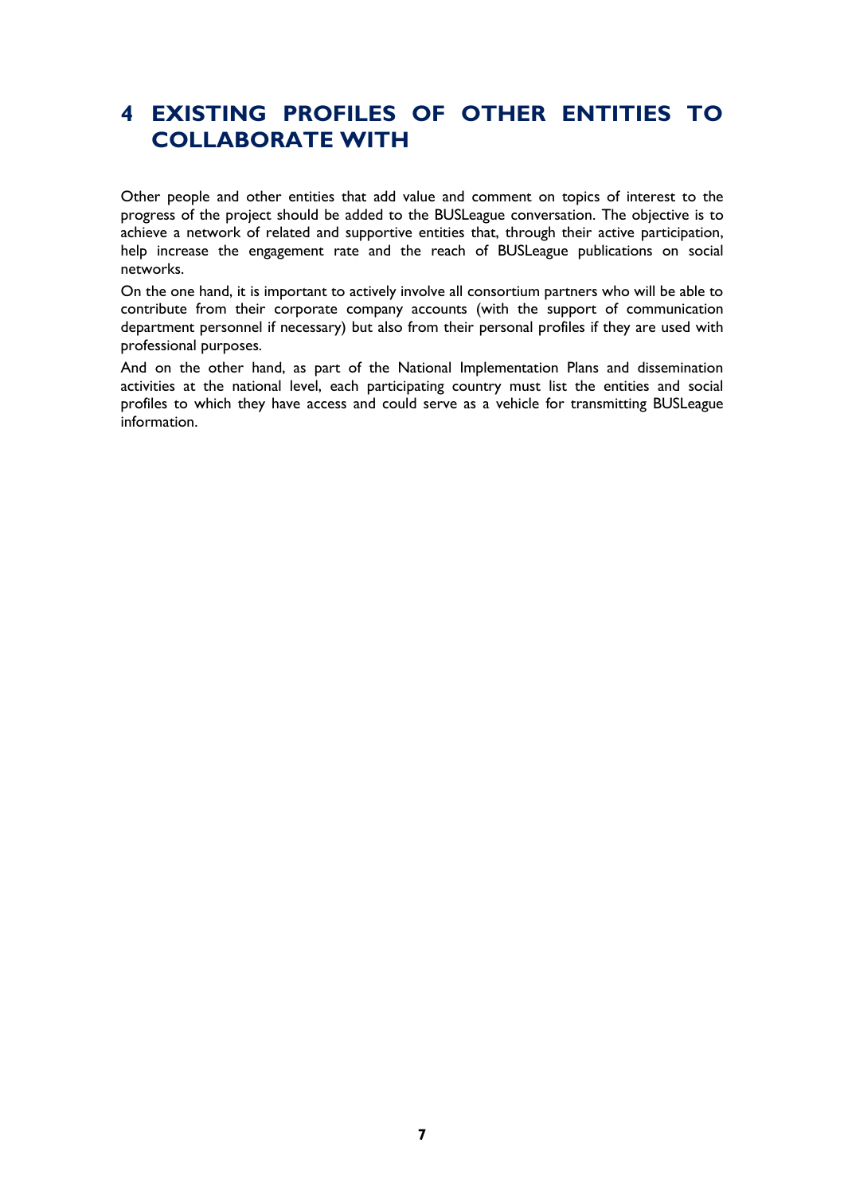# 4 EXISTING PROFILES OF OTHER ENTITIES TO COLLABORATE WITH

Other people and other entities that add value and comment on topics of interest to the progress of the project should be added to the BUSLeague conversation. The objective is to achieve a network of related and supportive entities that, through their active participation, help increase the engagement rate and the reach of BUSLeague publications on social networks.

On the one hand, it is important to actively involve all consortium partners who will be able to contribute from their corporate company accounts (with the support of communication department personnel if necessary) but also from their personal profiles if they are used with professional purposes.

And on the other hand, as part of the National Implementation Plans and dissemination activities at the national level, each participating country must list the entities and social profiles to which they have access and could serve as a vehicle for transmitting BUSLeague information.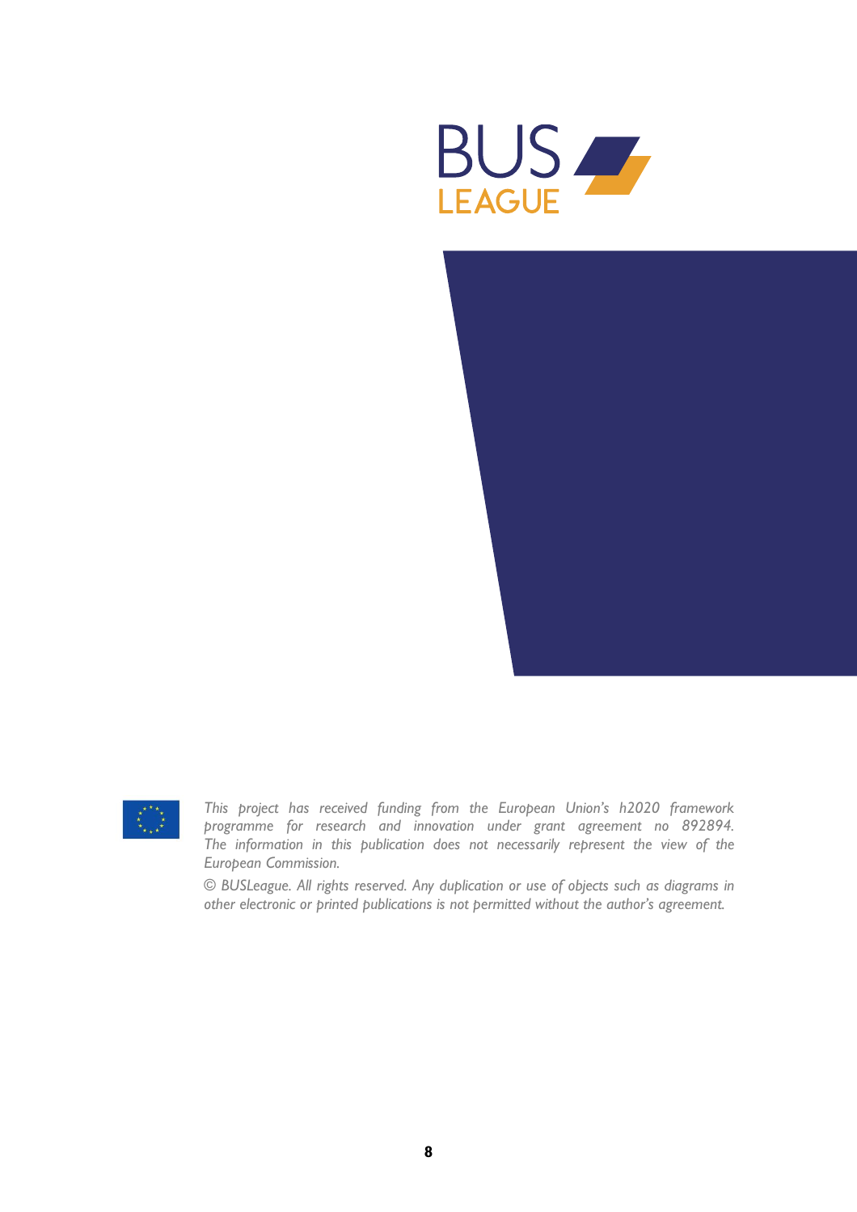BUS LEAGUE

*This project has received funding from the European Union's h2020 framework programme for research and innovation under grant agreement no 892894. The information in this publication does not necessarily represent the view of the European Commission.*

*© BUSLeague. All rights reserved. Any duplication or use of objects such as diagrams in other electronic or printed publications is not permitted without the author's agreement.*